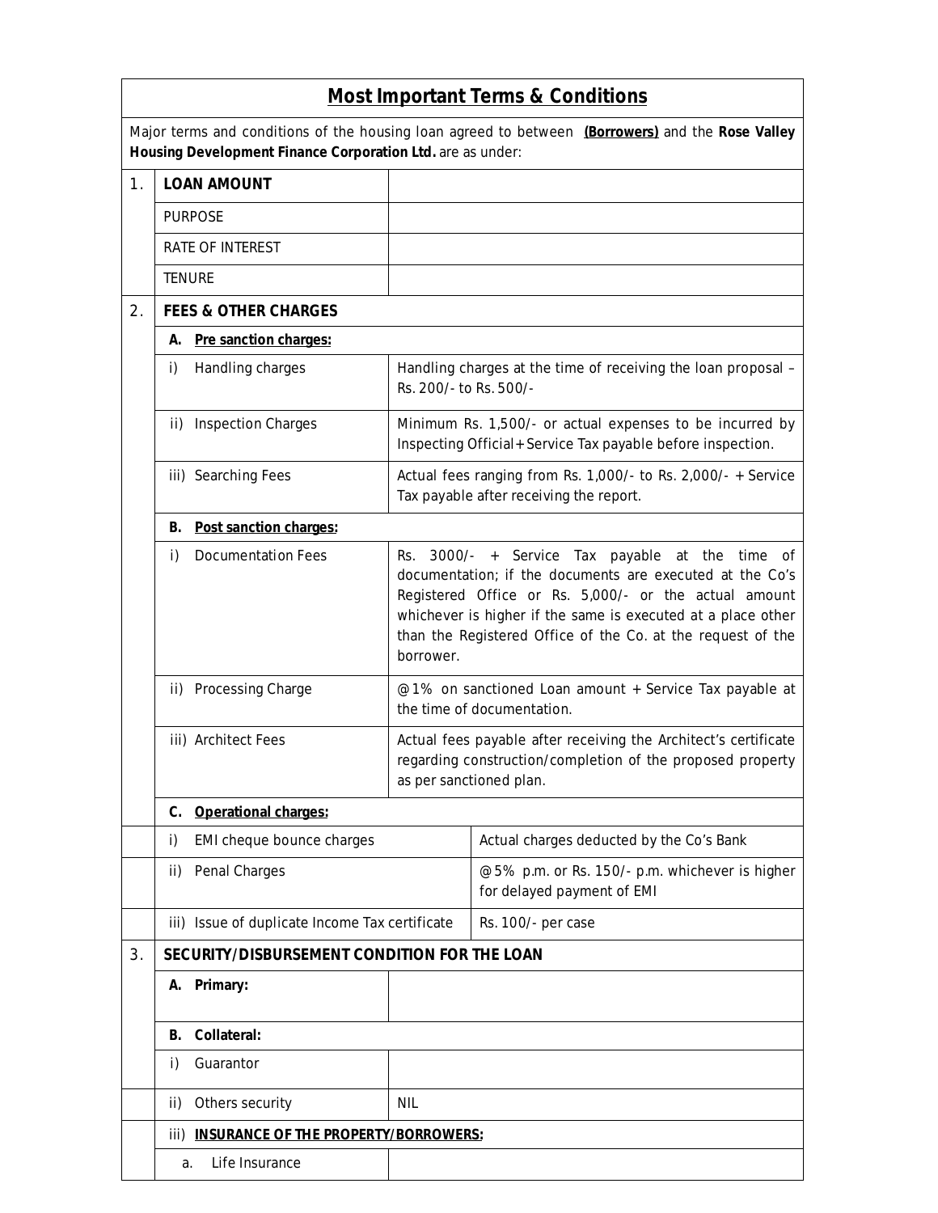## Most Important Terms & Conditions

Major terms and conditions of the housing loan agreed to between **(Borrowers)** and the **Rose Valley Housing Development Finance Corporation Ltd.** are as under:

| | | |
|---|---|---|
| 1. | **LOAN AMOUNT** | |
| | PURPOSE | |
| | RATE OF INTEREST | |
| | TENURE | |
| 2. | **FEES & OTHER CHARGES** | |
| | **A. Pre sanction charges:** | |
| | i) Handling charges | Handling charges at the time of receiving the loan proposal – Rs. 200/- to Rs. 500/- |
| | ii) Inspection Charges | Minimum Rs. 1,500/- or actual expenses to be incurred by Inspecting Official + Service Tax payable before inspection. |
| | iii) Searching Fees | Actual fees ranging from Rs. 1,000/- to Rs. 2,000/- + Service Tax payable after receiving the report. |
| | **B. Post sanction charges:** | |
| | i) Documentation Fees | Rs. 3000/- + Service Tax payable at the time of documentation; if the documents are executed at the Co's Registered Office or Rs. 5,000/- or the actual amount whichever is higher if the same is executed at a place other than the Registered Office of the Co. at the request of the borrower. |
| | ii) Processing Charge | @1% on sanctioned Loan amount + Service Tax payable at the time of documentation. |
| | iii) Architect Fees | Actual fees payable after receiving the Architect's certificate regarding construction/completion of the proposed property as per sanctioned plan. |
| | **C. Operational charges:** | |
| | i) EMI cheque bounce charges | Actual charges deducted by the Co's Bank |
| | ii) Penal Charges | @5% p.m. or Rs. 150/- p.m. whichever is higher for delayed payment of EMI |
| | iii) Issue of duplicate Income Tax certificate | Rs. 100/- per case |
| 3. | **SECURITY/DISBURSEMENT CONDITION FOR THE LOAN** | |
| | **A. Primary:** | |
| | **B. Collateral:** | |
| | i) Guarantor | |
| | ii) Others security | NIL |
| | iii) **INSURANCE OF THE PROPERTY/BORROWERS:** | |
| | a. Life Insurance | |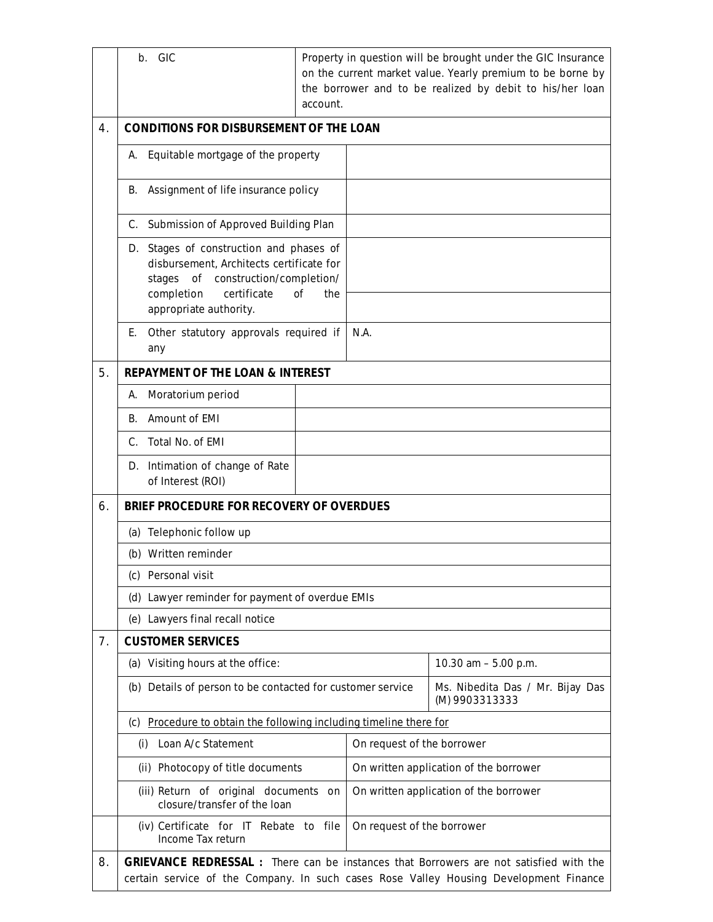| | | | |
|---|---|---|---|
| | b. GIC | Property in question will be brought under the GIC Insurance on the current market value. Yearly premium to be borne by the borrower and to be realized by debit to his/her loan account. | |
| 4. | **CONDITIONS FOR DISBURSEMENT OF THE LOAN** | | |
| | A. Equitable mortgage of the property | | |
| | B. Assignment of life insurance policy | | |
| | C. Submission of Approved Building Plan | | |
| | D. Stages of construction and phases of disbursement, Architects certificate for stages of construction/completion/ completion certificate of the appropriate authority. | | |
| | E. Other statutory approvals required if any | N.A. | |
| 5. | **REPAYMENT OF THE LOAN & INTEREST** | | |
| | A. Moratorium period | | |
| | B. Amount of EMI | | |
| | C. Total No. of EMI | | |
| | D. Intimation of change of Rate of Interest (ROI) | | |
| 6. | **BRIEF PROCEDURE FOR RECOVERY OF OVERDUES** | | |
| | (a) Telephonic follow up | | |
| | (b) Written reminder | | |
| | (c) Personal visit | | |
| | (d) Lawyer reminder for payment of overdue EMIs | | |
| | (e) Lawyers final recall notice | | |
| 7. | **CUSTOMER SERVICES** | | |
| | (a) Visiting hours at the office: | | 10.30 am – 5.00 p.m. |
| | (b) Details of person to be contacted for customer service | | Ms. Nibedita Das / Mr. Bijay Das (M) 9903313333 |
| | (c) Procedure to obtain the following including timeline there for | | |
| | (i) Loan A/c Statement | On request of the borrower | |
| | (ii) Photocopy of title documents | On written application of the borrower | |
| | (iii) Return of original documents on closure/transfer of the loan | On written application of the borrower | |
| | (iv) Certificate for IT Rebate to file Income Tax return | On request of the borrower | |
| 8. | **GRIEVANCE REDRESSAL :** There can be instances that Borrowers are not satisfied with the certain service of the Company. In such cases Rose Valley Housing Development Finance | | |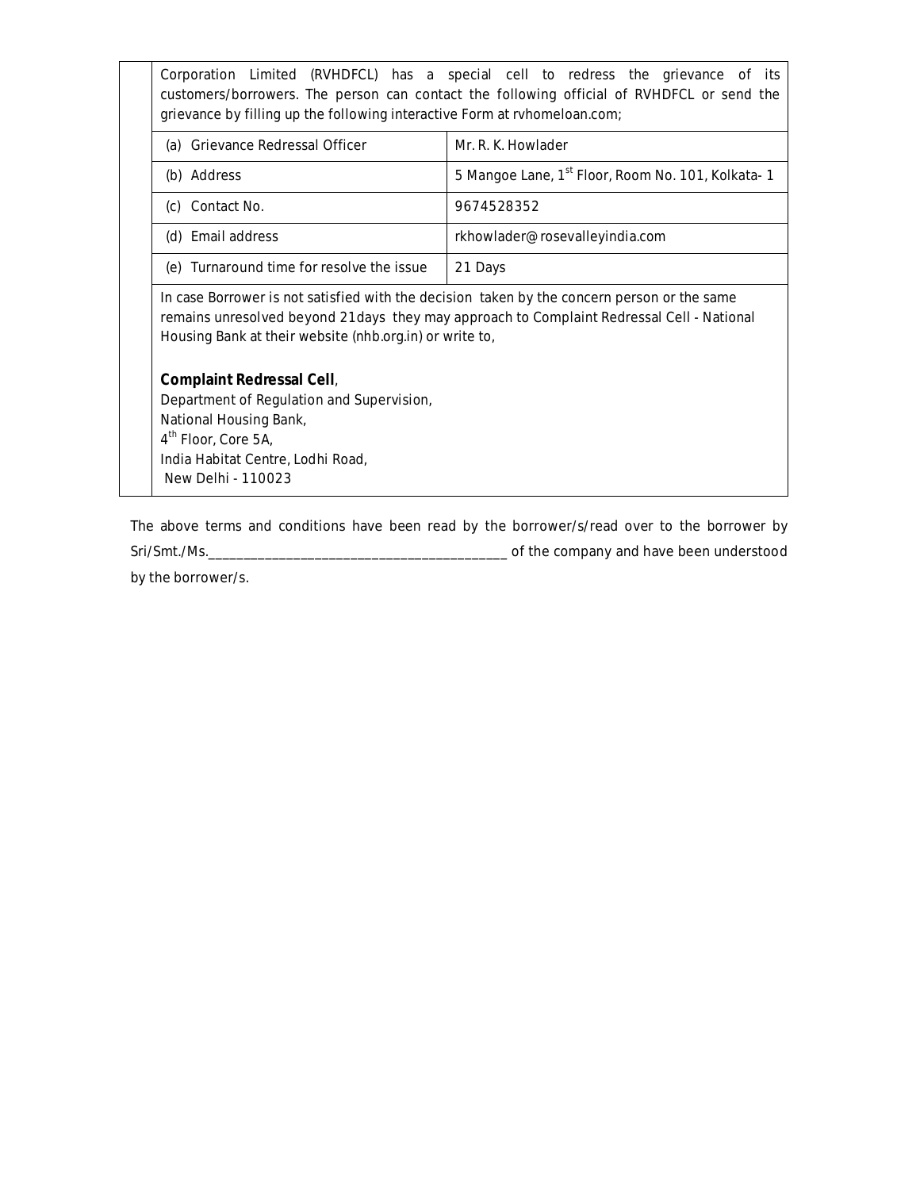Corporation Limited (RVHDFCL) has a special cell to redress the grievance of its customers/borrowers. The person can contact the following official of RVHDFCL or send the grievance by filling up the following interactive Form at rvhomeloan.com;

| | |
|---|---|
| (a) Grievance Redressal Officer | Mr. R. K. Howlader |
| (b) Address | 5 Mangoe Lane, 1st Floor, Room No. 101, Kolkata- 1 |
| (c) Contact No. | 9674528352 |
| (d) Email address | rkhowlader@rosevalleyindia.com |
| (e) Turnaround time for resolve the issue | 21 Days |

In case Borrower is not satisfied with the decision taken by the concern person or the same remains unresolved beyond 21days they may approach to Complaint Redressal Cell - National Housing Bank at their website (nhb.org.in) or write to,

**Complaint Redressal Cell**,
Department of Regulation and Supervision,
National Housing Bank,
4th Floor, Core 5A,
India Habitat Centre, Lodhi Road,
New Delhi - 110023

The above terms and conditions have been read by the borrower/s/read over to the borrower by Sri/Smt./Ms.__________________________________________ of the company and have been understood by the borrower/s.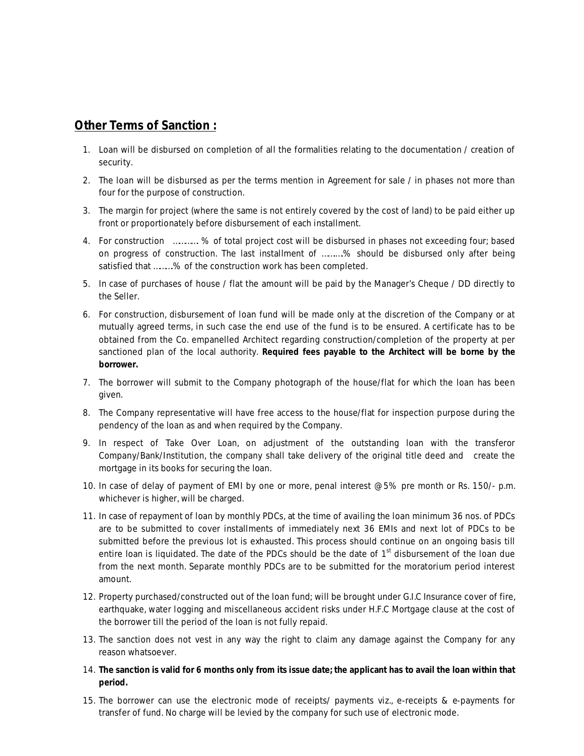## **Other Terms of Sanction :**

1. Loan will be disbursed on completion of all the formalities relating to the documentation / creation of security.
2. The loan will be disbursed as per the terms mention in Agreement for sale / in phases not more than four for the purpose of construction.
3. The margin for project (where the same is not entirely covered by the cost of land) to be paid either up front or proportionately before disbursement of each installment.
4. For construction ………. % of total project cost will be disbursed in phases not exceeding four; based on progress of construction. The last installment of ……..% should be disbursed only after being satisfied that …….% of the construction work has been completed.
5. In case of purchases of house / flat the amount will be paid by the Manager's Cheque / DD directly to the Seller.
6. For construction, disbursement of loan fund will be made only at the discretion of the Company or at mutually agreed terms, in such case the end use of the fund is to be ensured. A certificate has to be obtained from the Co. empanelled Architect regarding construction/completion of the property at per sanctioned plan of the local authority. **Required fees payable to the Architect will be borne by the borrower.**
7. The borrower will submit to the Company photograph of the house/flat for which the loan has been given.
8. The Company representative will have free access to the house/flat for inspection purpose during the pendency of the loan as and when required by the Company.
9. In respect of Take Over Loan, on adjustment of the outstanding loan with the transferor Company/Bank/Institution, the company shall take delivery of the original title deed and create the mortgage in its books for securing the loan.
10. In case of delay of payment of EMI by one or more, penal interest @5% pre month or Rs. 150/- p.m. whichever is higher, will be charged.
11. In case of repayment of loan by monthly PDCs, at the time of availing the loan minimum 36 nos. of PDCs are to be submitted to cover installments of immediately next 36 EMIs and next lot of PDCs to be submitted before the previous lot is exhausted. This process should continue on an ongoing basis till entire loan is liquidated. The date of the PDCs should be the date of 1st disbursement of the loan due from the next month. Separate monthly PDCs are to be submitted for the moratorium period interest amount.
12. Property purchased/constructed out of the loan fund; will be brought under G.I.C Insurance cover of fire, earthquake, water logging and miscellaneous accident risks under H.F.C Mortgage clause at the cost of the borrower till the period of the loan is not fully repaid.
13. The sanction does not vest in any way the right to claim any damage against the Company for any reason whatsoever.
14. **The sanction is valid for 6 months only from its issue date; the applicant has to avail the loan within that period.**
15. The borrower can use the electronic mode of receipts/ payments viz., e-receipts & e-payments for transfer of fund. No charge will be levied by the company for such use of electronic mode.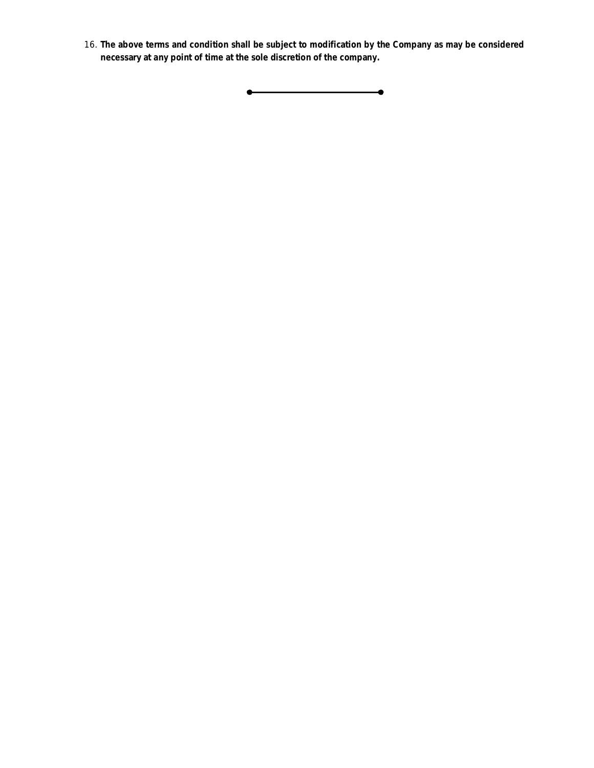16. **The above terms and condition shall be subject to modification by the Company as may be considered necessary at any point of time at the sole discretion of the company.**